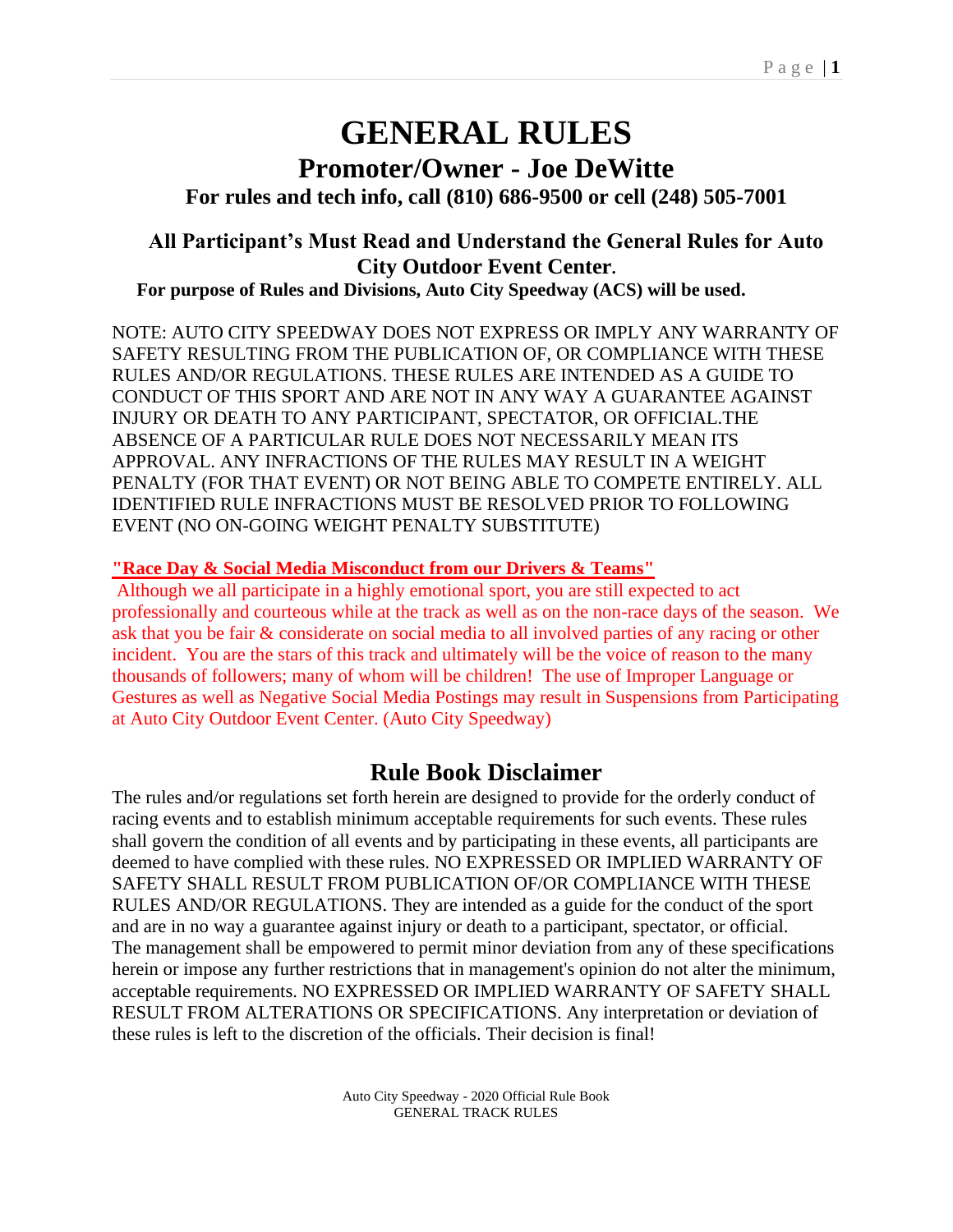# GENERAL RULES

## Promoter/Owner - Joe DeWitte

### For rules and tech info, call (810) 686-9500 or cell (248) 505-7001

### All Participant's Must Read and Understand the General Rules for Auto City Outdoor Event Center.

**For purpose of Rules and Divisions, Auto City Speedway (ACS) will be used.**

NOTE: AUTO CITY SPEEDWAY DOES NOT EXPRESS OR IMPLY ANY WARRANTY OF SAFETY RESULTING FROM THE PUBLICATION OF, OR COMPLIANCE WITH THESE RULES AND/OR REGULATIONS. THESE RULES ARE INTENDED AS A GUIDE TO CONDUCT OF THIS SPORT AND ARE NOT IN ANY WAY A GUARANTEE AGAINST INJURY OR DEATH TO ANY PARTICIPANT, SPECTATOR, OR OFFICIAL.THE ABSENCE OF A PARTICULAR RULE DOES NOT NECESSARILY MEAN ITS APPROVAL. ANY INFRACTIONS OF THE RULES MAY RESULT IN A WEIGHT PENALTY (FOR THAT EVENT) OR NOT BEING ABLE TO COMPETE ENTIRELY. ALL IDENTIFIED RULE INFRACTIONS MUST BE RESOLVED PRIOR TO FOLLOWING EVENT (NO ON-GOING WEIGHT PENALTY SUBSTITUTE)

**"Race Day & Social Media Misconduct from our Drivers & Teams"**

Although we all participate in a highly emotional sport, you are still expected to act professionally and courteous while at the track as well as on the non-race days of the season. We ask that you be fair & considerate on social media to all involved parties of any racing or other incident. You are the stars of this track and ultimately will be the voice of reason to the many thousands of followers; many of whom will be children! The use of Improper Language or Gestures as well as Negative Social Media Postings may result in Suspensions from Participating at Auto City Outdoor Event Center. (Auto City Speedway)

## Rule Book Disclaimer

The rules and/or regulations set forth herein are designed to provide for the orderly conduct of racing events and to establish minimum acceptable requirements for such events. These rules shall govern the condition of all events and by participating in these events, all participants are deemed to have complied with these rules. NO EXPRESSED OR IMPLIED WARRANTY OF SAFETY SHALL RESULT FROM PUBLICATION OF/OR COMPLIANCE WITH THESE RULES AND/OR REGULATIONS. They are intended as a guide for the conduct of the sport and are in no way a guarantee against injury or death to a participant, spectator, or official. The management shall be empowered to permit minor deviation from any of these specifications herein or impose any further restrictions that in management's opinion do not alter the minimum, acceptable requirements. NO EXPRESSED OR IMPLIED WARRANTY OF SAFETY SHALL RESULT FROM ALTERATIONS OR SPECIFICATIONS. Any interpretation or deviation of these rules is left to the discretion of the officials. Their decision is final!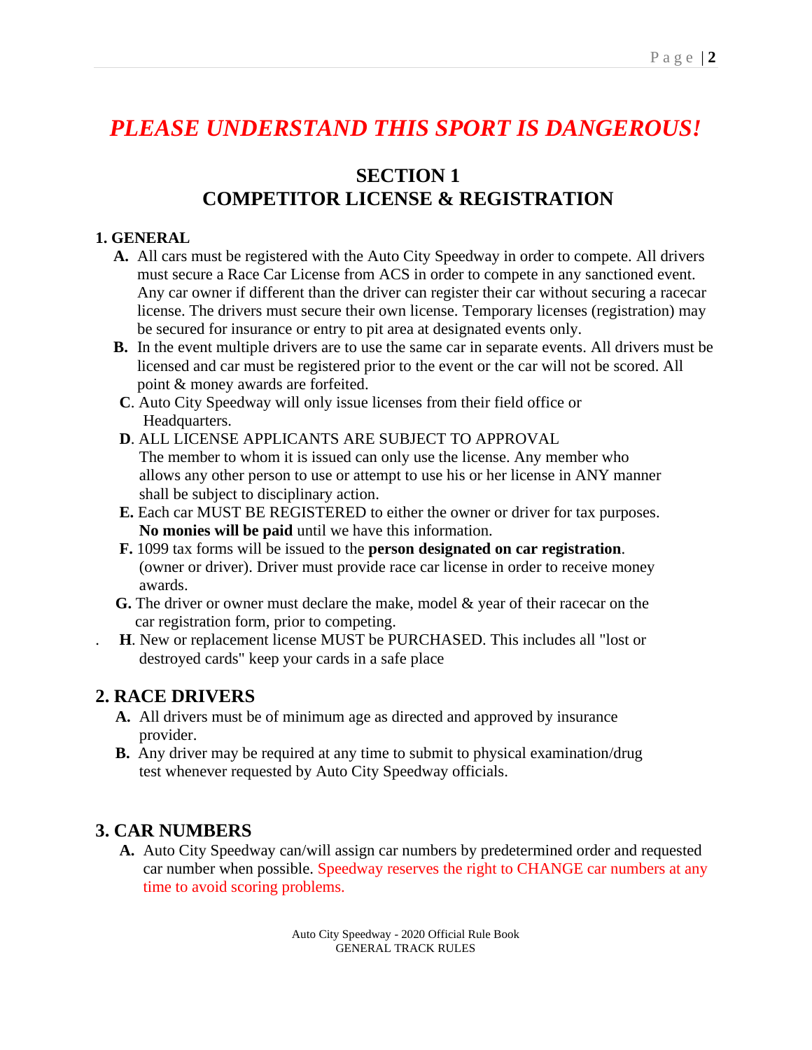# *PLEASE UNDERSTAND THIS SPORT IS DANGEROUS!*

## SECTION 1
## COMPETITOR LICENSE & REGISTRATION

### 1. GENERAL

- **A.** All cars must be registered with the Auto City Speedway in order to compete. All drivers must secure a Race Car License from ACS in order to compete in any sanctioned event. Any car owner if different than the driver can register their car without securing a racecar license. The drivers must secure their own license. Temporary licenses (registration) may be secured for insurance or entry to pit area at designated events only.
- **B.** In the event multiple drivers are to use the same car in separate events. All drivers must be licensed and car must be registered prior to the event or the car will not be scored. All point & money awards are forfeited.
- **C**. Auto City Speedway will only issue licenses from their field office or Headquarters.
- **D**. ALL LICENSE APPLICANTS ARE SUBJECT TO APPROVAL
  The member to whom it is issued can only use the license. Any member who allows any other person to use or attempt to use his or her license in ANY manner shall be subject to disciplinary action.
- **E.** Each car MUST BE REGISTERED to either the owner or driver for tax purposes. **No monies will be paid** until we have this information.
- **F.** 1099 tax forms will be issued to the **person designated on car registration**. (owner or driver). Driver must provide race car license in order to receive money awards.
- **G.** The driver or owner must declare the make, model & year of their racecar on the car registration form, prior to competing.
- **H**. New or replacement license MUST be PURCHASED. This includes all "lost or destroyed cards" keep your cards in a safe place

### 2. RACE DRIVERS

- **A.** All drivers must be of minimum age as directed and approved by insurance provider.
- **B.** Any driver may be required at any time to submit to physical examination/drug test whenever requested by Auto City Speedway officials.

### 3. CAR NUMBERS

- **A.** Auto City Speedway can/will assign car numbers by predetermined order and requested car number when possible. Speedway reserves the right to CHANGE car numbers at any time to avoid scoring problems.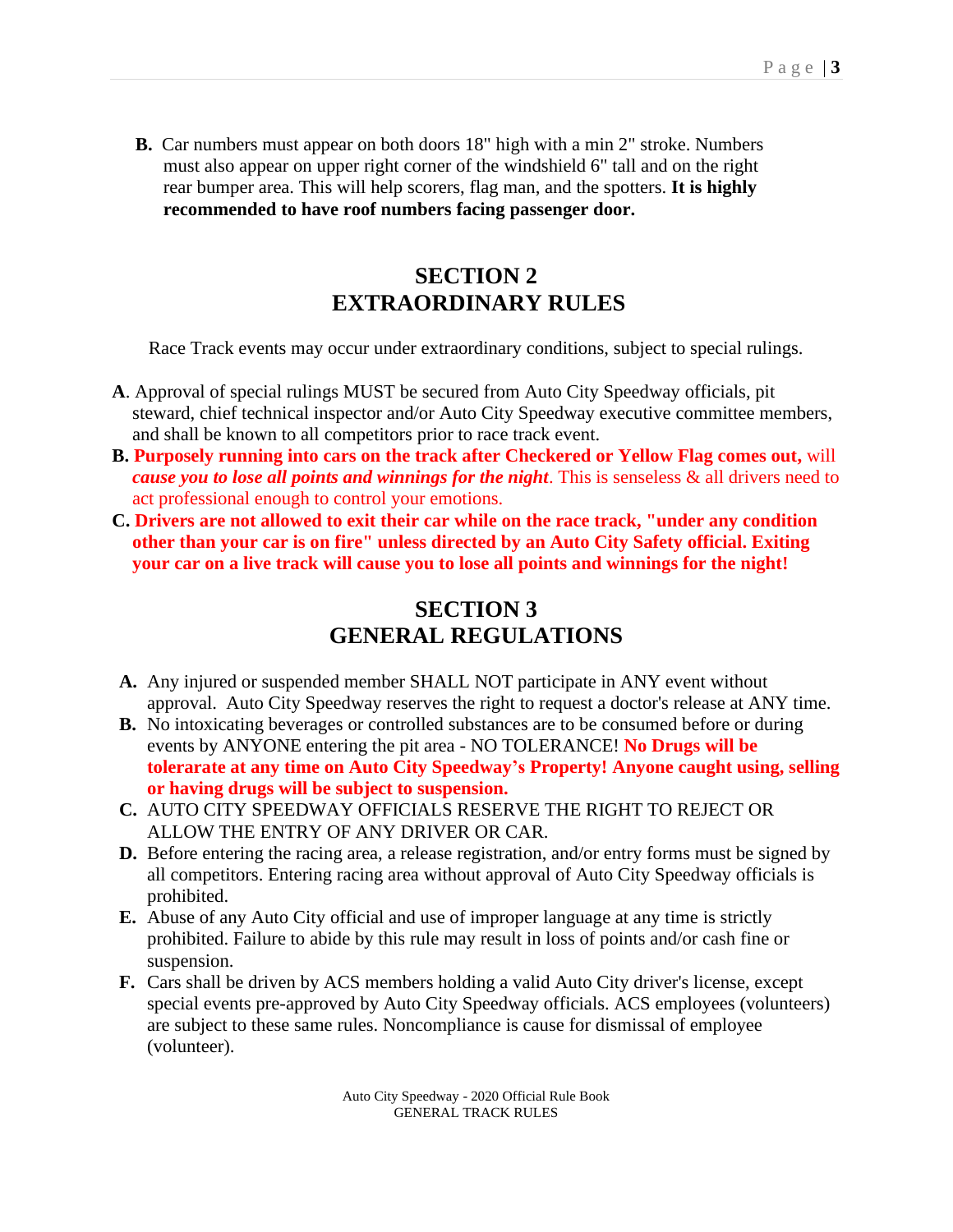**B.** Car numbers must appear on both doors 18" high with a min 2" stroke. Numbers must also appear on upper right corner of the windshield 6" tall and on the right rear bumper area. This will help scorers, flag man, and the spotters. **It is highly recommended to have roof numbers facing passenger door.**

## SECTION 2
## EXTRAORDINARY RULES

Race Track events may occur under extraordinary conditions, subject to special rulings.

**A**. Approval of special rulings MUST be secured from Auto City Speedway officials, pit steward, chief technical inspector and/or Auto City Speedway executive committee members, and shall be known to all competitors prior to race track event.

**B. Purposely running into cars on the track after Checkered or Yellow Flag comes out,** will ***cause you to lose all points and winnings for the night***. This is senseless & all drivers need to act professional enough to control your emotions.

**C. Drivers are not allowed to exit their car while on the race track, "under any condition other than your car is on fire" unless directed by an Auto City Safety official. Exiting your car on a live track will cause you to lose all points and winnings for the night!**

## SECTION 3
## GENERAL REGULATIONS

**A.** Any injured or suspended member SHALL NOT participate in ANY event without approval. Auto City Speedway reserves the right to request a doctor's release at ANY time.

**B.** No intoxicating beverages or controlled substances are to be consumed before or during events by ANYONE entering the pit area - NO TOLERANCE! **No Drugs will be tolerarate at any time on Auto City Speedway's Property! Anyone caught using, selling or having drugs will be subject to suspension.**

**C.** AUTO CITY SPEEDWAY OFFICIALS RESERVE THE RIGHT TO REJECT OR ALLOW THE ENTRY OF ANY DRIVER OR CAR.

**D.** Before entering the racing area, a release registration, and/or entry forms must be signed by all competitors. Entering racing area without approval of Auto City Speedway officials is prohibited.

**E.** Abuse of any Auto City official and use of improper language at any time is strictly prohibited. Failure to abide by this rule may result in loss of points and/or cash fine or suspension.

**F.** Cars shall be driven by ACS members holding a valid Auto City driver's license, except special events pre-approved by Auto City Speedway officials. ACS employees (volunteers) are subject to these same rules. Noncompliance is cause for dismissal of employee (volunteer).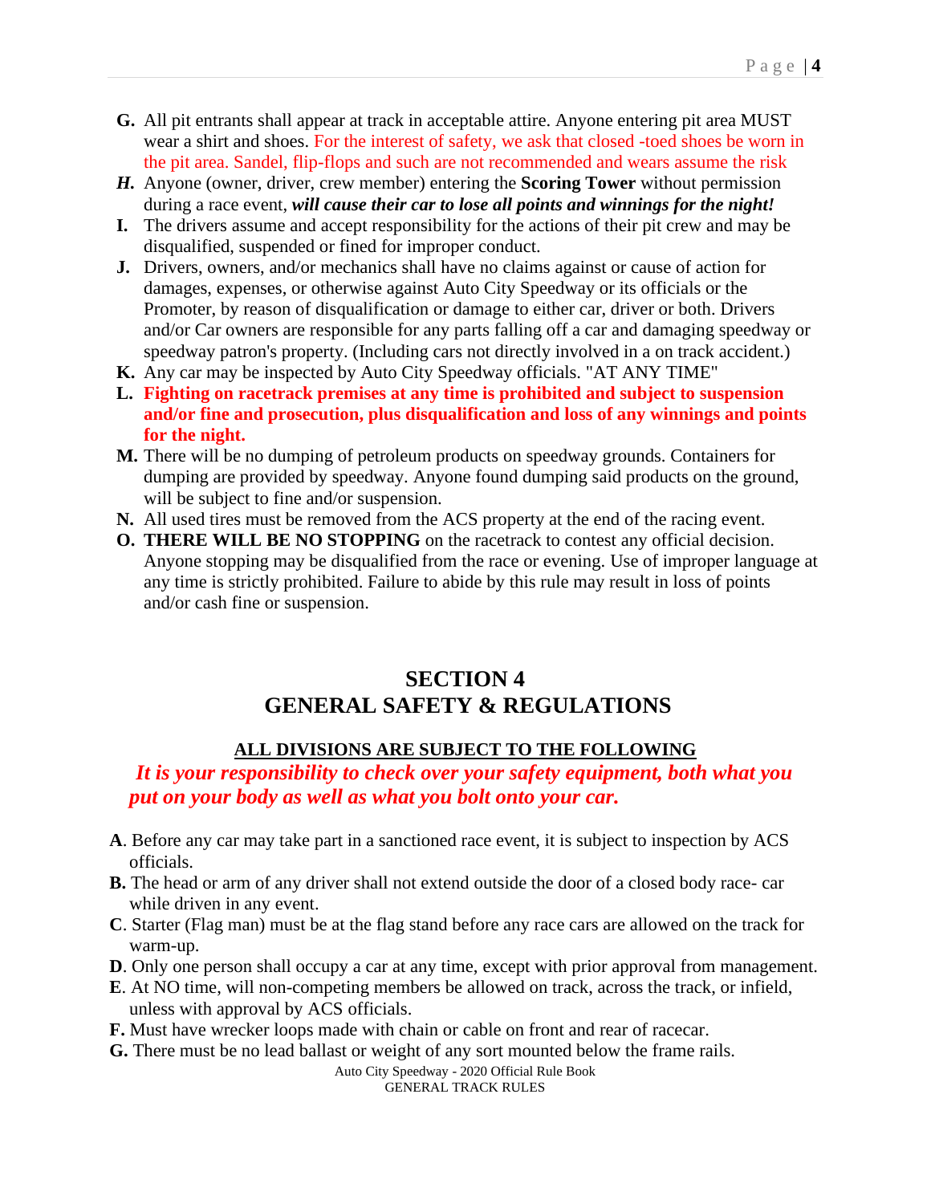**G.** All pit entrants shall appear at track in acceptable attire. Anyone entering pit area MUST wear a shirt and shoes. For the interest of safety, we ask that closed -toed shoes be worn in the pit area. Sandel, flip-flops and such are not recommended and wears assume the risk

***H.*** Anyone (owner, driver, crew member) entering the **Scoring Tower** without permission during a race event, ***will cause their car to lose all points and winnings for the night!***

**I.** The drivers assume and accept responsibility for the actions of their pit crew and may be disqualified, suspended or fined for improper conduct.

**J.** Drivers, owners, and/or mechanics shall have no claims against or cause of action for damages, expenses, or otherwise against Auto City Speedway or its officials or the Promoter, by reason of disqualification or damage to either car, driver or both. Drivers and/or Car owners are responsible for any parts falling off a car and damaging speedway or speedway patron's property. (Including cars not directly involved in a on track accident.)

**K.** Any car may be inspected by Auto City Speedway officials. "AT ANY TIME"

**L.** **Fighting on racetrack premises at any time is prohibited and subject to suspension and/or fine and prosecution, plus disqualification and loss of any winnings and points for the night.**

**M.** There will be no dumping of petroleum products on speedway grounds. Containers for dumping are provided by speedway. Anyone found dumping said products on the ground, will be subject to fine and/or suspension.

**N.** All used tires must be removed from the ACS property at the end of the racing event.

**O.** **THERE WILL BE NO STOPPING** on the racetrack to contest any official decision. Anyone stopping may be disqualified from the race or evening. Use of improper language at any time is strictly prohibited. Failure to abide by this rule may result in loss of points and/or cash fine or suspension.

# SECTION 4
# GENERAL SAFETY & REGULATIONS

**ALL DIVISIONS ARE SUBJECT TO THE FOLLOWING**

***It is your responsibility to check over your safety equipment, both what you put on your body as well as what you bolt onto your car.***

**A**. Before any car may take part in a sanctioned race event, it is subject to inspection by ACS officials.

**B.** The head or arm of any driver shall not extend outside the door of a closed body race- car while driven in any event.

**C**. Starter (Flag man) must be at the flag stand before any race cars are allowed on the track for warm-up.

**D**. Only one person shall occupy a car at any time, except with prior approval from management.

**E**. At NO time, will non-competing members be allowed on track, across the track, or infield, unless with approval by ACS officials.

**F.** Must have wrecker loops made with chain or cable on front and rear of racecar.

**G.** There must be no lead ballast or weight of any sort mounted below the frame rails.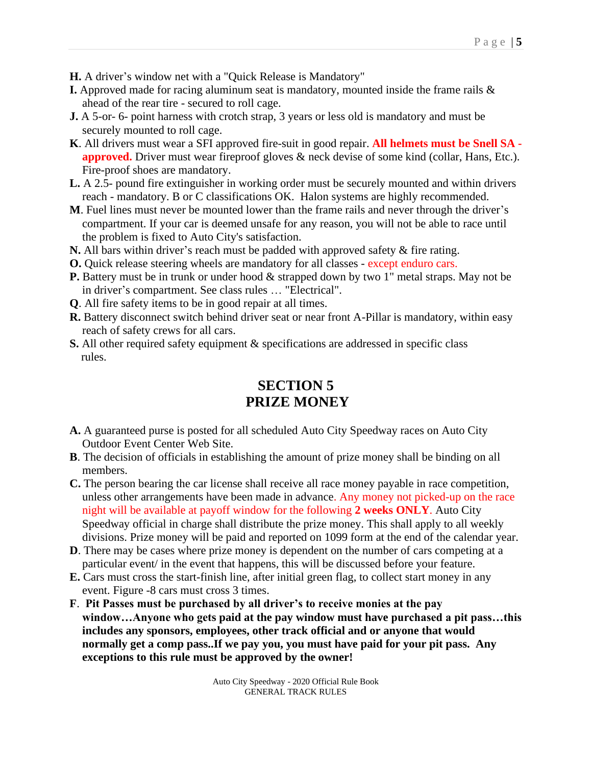**H.** A driver's window net with a "Quick Release is Mandatory"

**I.** Approved made for racing aluminum seat is mandatory, mounted inside the frame rails & ahead of the rear tire - secured to roll cage.

**J.** A 5-or- 6- point harness with crotch strap, 3 years or less old is mandatory and must be securely mounted to roll cage.

**K**. All drivers must wear a SFI approved fire-suit in good repair. **All helmets must be Snell SA - approved.** Driver must wear fireproof gloves & neck devise of some kind (collar, Hans, Etc.). Fire-proof shoes are mandatory.

**L.** A 2.5- pound fire extinguisher in working order must be securely mounted and within drivers reach - mandatory. B or C classifications OK. Halon systems are highly recommended.

**M**. Fuel lines must never be mounted lower than the frame rails and never through the driver's compartment. If your car is deemed unsafe for any reason, you will not be able to race until the problem is fixed to Auto City's satisfaction.

**N.** All bars within driver's reach must be padded with approved safety & fire rating.

**O.** Quick release steering wheels are mandatory for all classes - except enduro cars.

**P.** Battery must be in trunk or under hood & strapped down by two 1" metal straps. May not be in driver's compartment. See class rules … "Electrical".

**Q**. All fire safety items to be in good repair at all times.

**R.** Battery disconnect switch behind driver seat or near front A-Pillar is mandatory, within easy reach of safety crews for all cars.

**S.** All other required safety equipment & specifications are addressed in specific class rules.

## SECTION 5
## PRIZE MONEY

**A.** A guaranteed purse is posted for all scheduled Auto City Speedway races on Auto City Outdoor Event Center Web Site.

**B**. The decision of officials in establishing the amount of prize money shall be binding on all members.

**C.** The person bearing the car license shall receive all race money payable in race competition, unless other arrangements have been made in advance. Any money not picked-up on the race night will be available at payoff window for the following **2 weeks ONLY**. Auto City Speedway official in charge shall distribute the prize money. This shall apply to all weekly divisions. Prize money will be paid and reported on 1099 form at the end of the calendar year.

**D**. There may be cases where prize money is dependent on the number of cars competing at a particular event/ in the event that happens, this will be discussed before your feature.

**E.** Cars must cross the start-finish line, after initial green flag, to collect start money in any event. Figure -8 cars must cross 3 times.

**F**. **Pit Passes must be purchased by all driver's to receive monies at the pay window…Anyone who gets paid at the pay window must have purchased a pit pass…this includes any sponsors, employees, other track official and or anyone that would normally get a comp pass..If we pay you, you must have paid for your pit pass. Any exceptions to this rule must be approved by the owner!**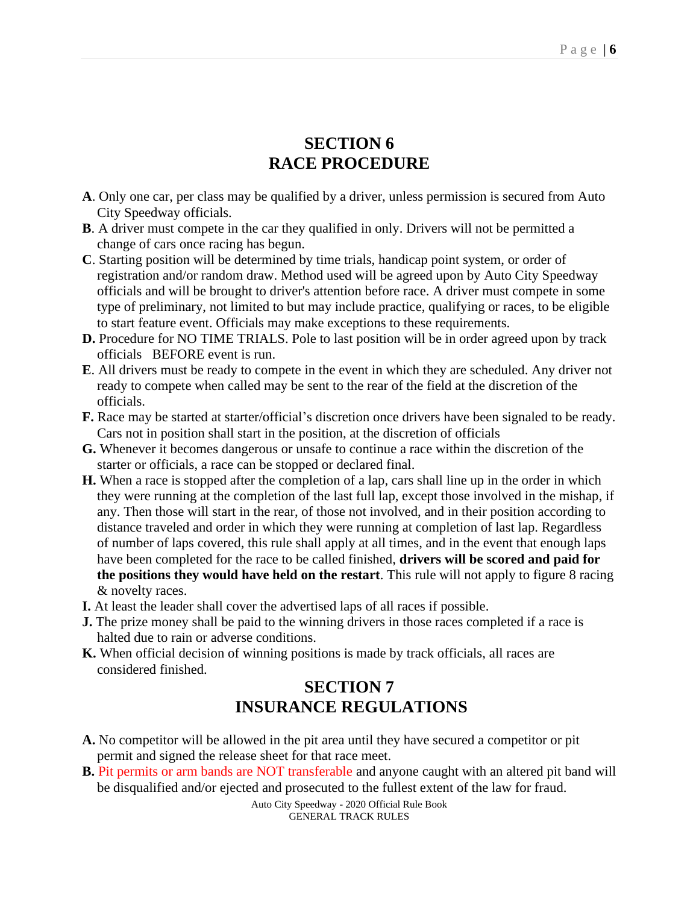## SECTION 6
## RACE PROCEDURE

**A**. Only one car, per class may be qualified by a driver, unless permission is secured from Auto City Speedway officials.

**B**. A driver must compete in the car they qualified in only. Drivers will not be permitted a change of cars once racing has begun.

**C**. Starting position will be determined by time trials, handicap point system, or order of registration and/or random draw. Method used will be agreed upon by Auto City Speedway officials and will be brought to driver's attention before race. A driver must compete in some type of preliminary, not limited to but may include practice, qualifying or races, to be eligible to start feature event. Officials may make exceptions to these requirements.

**D.** Procedure for NO TIME TRIALS. Pole to last position will be in order agreed upon by track officials BEFORE event is run.

**E**. All drivers must be ready to compete in the event in which they are scheduled. Any driver not ready to compete when called may be sent to the rear of the field at the discretion of the officials.

**F.** Race may be started at starter/official's discretion once drivers have been signaled to be ready. Cars not in position shall start in the position, at the discretion of officials

**G.** Whenever it becomes dangerous or unsafe to continue a race within the discretion of the starter or officials, a race can be stopped or declared final.

**H.** When a race is stopped after the completion of a lap, cars shall line up in the order in which they were running at the completion of the last full lap, except those involved in the mishap, if any. Then those will start in the rear, of those not involved, and in their position according to distance traveled and order in which they were running at completion of last lap. Regardless of number of laps covered, this rule shall apply at all times, and in the event that enough laps have been completed for the race to be called finished, **drivers will be scored and paid for the positions they would have held on the restart**. This rule will not apply to figure 8 racing & novelty races.

**I.** At least the leader shall cover the advertised laps of all races if possible.

**J.** The prize money shall be paid to the winning drivers in those races completed if a race is halted due to rain or adverse conditions.

**K.** When official decision of winning positions is made by track officials, all races are considered finished.

## SECTION 7
## INSURANCE REGULATIONS

**A.** No competitor will be allowed in the pit area until they have secured a competitor or pit permit and signed the release sheet for that race meet.

**B.** Pit permits or arm bands are NOT transferable and anyone caught with an altered pit band will be disqualified and/or ejected and prosecuted to the fullest extent of the law for fraud.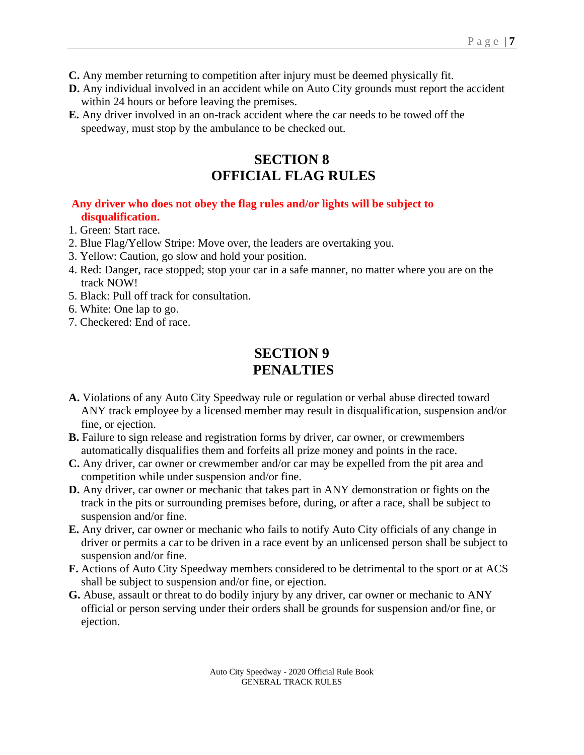**C.** Any member returning to competition after injury must be deemed physically fit.

**D.** Any individual involved in an accident while on Auto City grounds must report the accident within 24 hours or before leaving the premises.

**E.** Any driver involved in an on-track accident where the car needs to be towed off the speedway, must stop by the ambulance to be checked out.

## SECTION 8
## OFFICIAL FLAG RULES

**Any driver who does not obey the flag rules and/or lights will be subject to disqualification.**

1. Green: Start race.
2. Blue Flag/Yellow Stripe: Move over, the leaders are overtaking you.
3. Yellow: Caution, go slow and hold your position.
4. Red: Danger, race stopped; stop your car in a safe manner, no matter where you are on the track NOW!
5. Black: Pull off track for consultation.
6. White: One lap to go.
7. Checkered: End of race.

## SECTION 9
## PENALTIES

**A.** Violations of any Auto City Speedway rule or regulation or verbal abuse directed toward ANY track employee by a licensed member may result in disqualification, suspension and/or fine, or ejection.

**B.** Failure to sign release and registration forms by driver, car owner, or crewmembers automatically disqualifies them and forfeits all prize money and points in the race.

**C.** Any driver, car owner or crewmember and/or car may be expelled from the pit area and competition while under suspension and/or fine.

**D.** Any driver, car owner or mechanic that takes part in ANY demonstration or fights on the track in the pits or surrounding premises before, during, or after a race, shall be subject to suspension and/or fine.

**E.** Any driver, car owner or mechanic who fails to notify Auto City officials of any change in driver or permits a car to be driven in a race event by an unlicensed person shall be subject to suspension and/or fine.

**F.** Actions of Auto City Speedway members considered to be detrimental to the sport or at ACS shall be subject to suspension and/or fine, or ejection.

**G.** Abuse, assault or threat to do bodily injury by any driver, car owner or mechanic to ANY official or person serving under their orders shall be grounds for suspension and/or fine, or ejection.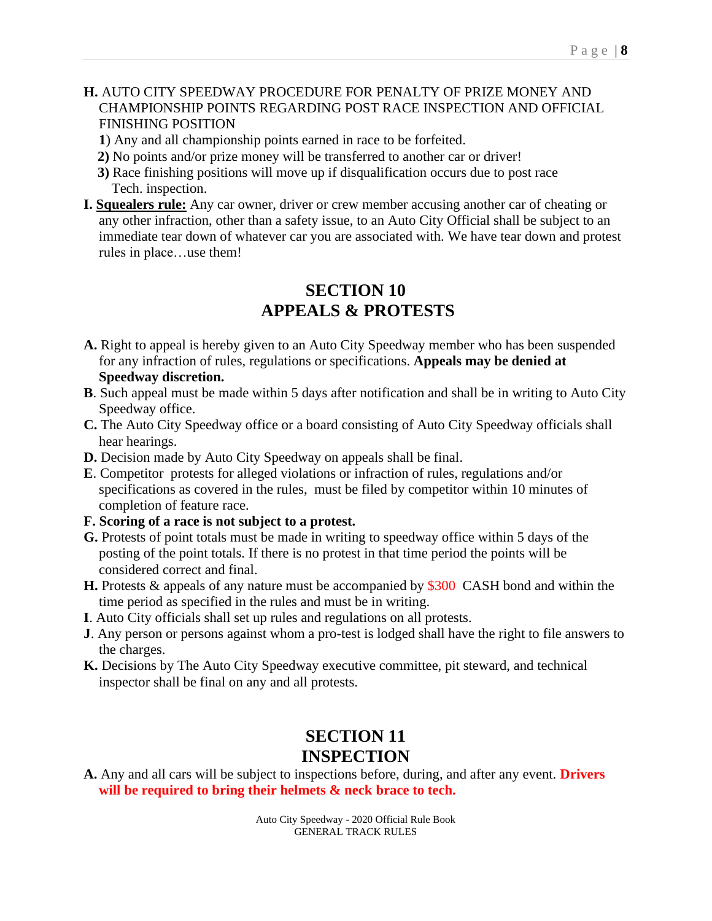**H.** AUTO CITY SPEEDWAY PROCEDURE FOR PENALTY OF PRIZE MONEY AND CHAMPIONSHIP POINTS REGARDING POST RACE INSPECTION AND OFFICIAL FINISHING POSITION

**1**) Any and all championship points earned in race to be forfeited.

**2)** No points and/or prize money will be transferred to another car or driver!

**3)** Race finishing positions will move up if disqualification occurs due to post race Tech. inspection.

**I.** **Squealers rule:** Any car owner, driver or crew member accusing another car of cheating or any other infraction, other than a safety issue, to an Auto City Official shall be subject to an immediate tear down of whatever car you are associated with. We have tear down and protest rules in place…use them!

## SECTION 10
## APPEALS & PROTESTS

**A.** Right to appeal is hereby given to an Auto City Speedway member who has been suspended for any infraction of rules, regulations or specifications. **Appeals may be denied at Speedway discretion.**

**B**. Such appeal must be made within 5 days after notification and shall be in writing to Auto City Speedway office.

**C.** The Auto City Speedway office or a board consisting of Auto City Speedway officials shall hear hearings.

**D.** Decision made by Auto City Speedway on appeals shall be final.

**E**. Competitor protests for alleged violations or infraction of rules, regulations and/or specifications as covered in the rules, must be filed by competitor within 10 minutes of completion of feature race.

**F. Scoring of a race is not subject to a protest.**

**G.** Protests of point totals must be made in writing to speedway office within 5 days of the posting of the point totals. If there is no protest in that time period the points will be considered correct and final.

**H.** Protests & appeals of any nature must be accompanied by $300 CASH bond and within the time period as specified in the rules and must be in writing.

**I**. Auto City officials shall set up rules and regulations on all protests.

**J**. Any person or persons against whom a pro-test is lodged shall have the right to file answers to the charges.

**K.** Decisions by The Auto City Speedway executive committee, pit steward, and technical inspector shall be final on any and all protests.

## SECTION 11
## INSPECTION

**A.** Any and all cars will be subject to inspections before, during, and after any event. **Drivers will be required to bring their helmets & neck brace to tech.**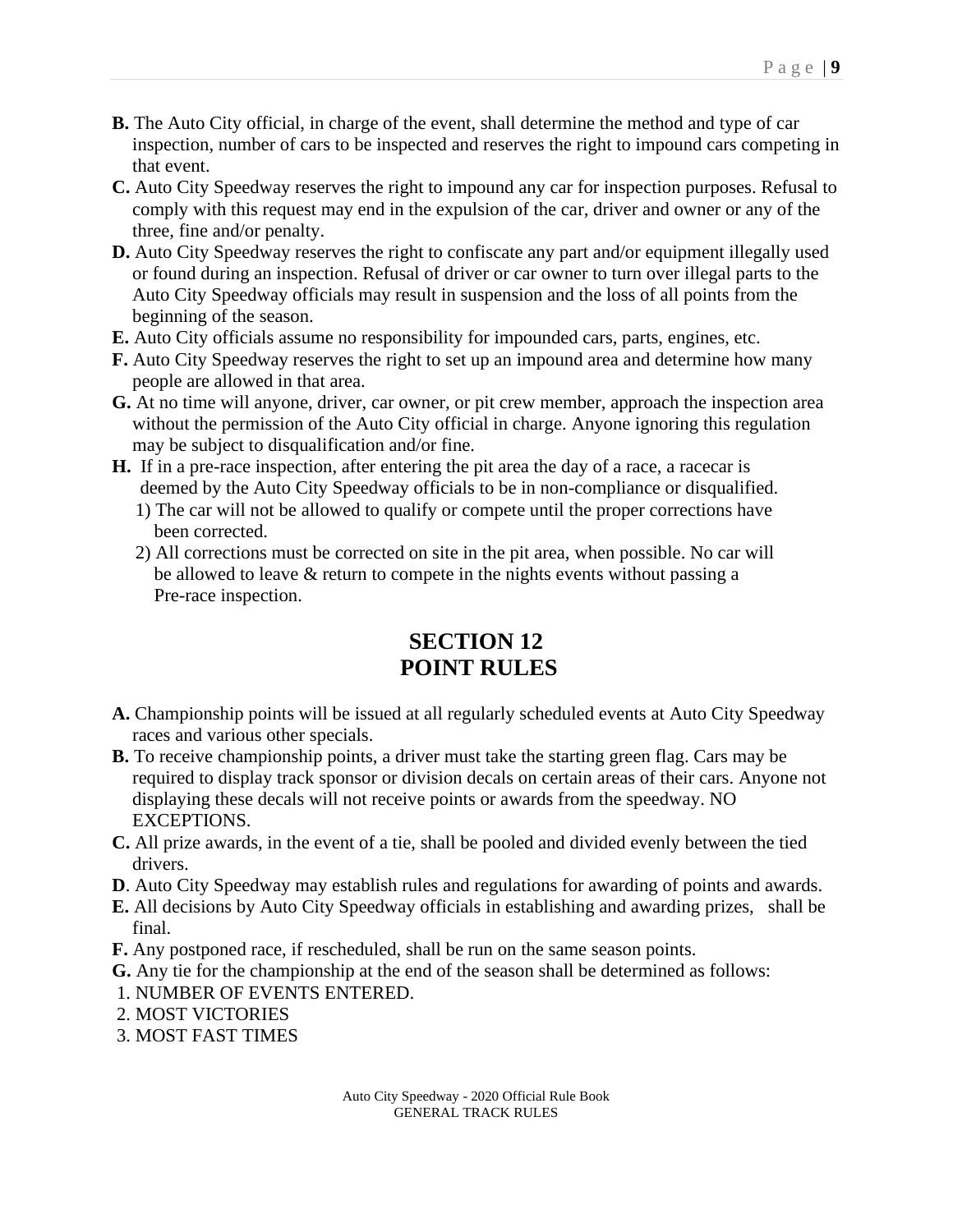**B.** The Auto City official, in charge of the event, shall determine the method and type of car inspection, number of cars to be inspected and reserves the right to impound cars competing in that event.

**C.** Auto City Speedway reserves the right to impound any car for inspection purposes. Refusal to comply with this request may end in the expulsion of the car, driver and owner or any of the three, fine and/or penalty.

**D.** Auto City Speedway reserves the right to confiscate any part and/or equipment illegally used or found during an inspection. Refusal of driver or car owner to turn over illegal parts to the Auto City Speedway officials may result in suspension and the loss of all points from the beginning of the season.

**E.** Auto City officials assume no responsibility for impounded cars, parts, engines, etc.

**F.** Auto City Speedway reserves the right to set up an impound area and determine how many people are allowed in that area.

**G.** At no time will anyone, driver, car owner, or pit crew member, approach the inspection area without the permission of the Auto City official in charge. Anyone ignoring this regulation may be subject to disqualification and/or fine.

**H.** If in a pre-race inspection, after entering the pit area the day of a race, a racecar is deemed by the Auto City Speedway officials to be in non-compliance or disqualified.

1) The car will not be allowed to qualify or compete until the proper corrections have been corrected.
2) All corrections must be corrected on site in the pit area, when possible. No car will be allowed to leave & return to compete in the nights events without passing a Pre-race inspection.

## SECTION 12
## POINT RULES

**A.** Championship points will be issued at all regularly scheduled events at Auto City Speedway races and various other specials.

**B.** To receive championship points, a driver must take the starting green flag. Cars may be required to display track sponsor or division decals on certain areas of their cars. Anyone not displaying these decals will not receive points or awards from the speedway. NO EXCEPTIONS.

**C.** All prize awards, in the event of a tie, shall be pooled and divided evenly between the tied drivers.

**D**. Auto City Speedway may establish rules and regulations for awarding of points and awards.

**E.** All decisions by Auto City Speedway officials in establishing and awarding prizes, shall be final.

**F.** Any postponed race, if rescheduled, shall be run on the same season points.

**G.** Any tie for the championship at the end of the season shall be determined as follows:

1. NUMBER OF EVENTS ENTERED.
2. MOST VICTORIES
3. MOST FAST TIMES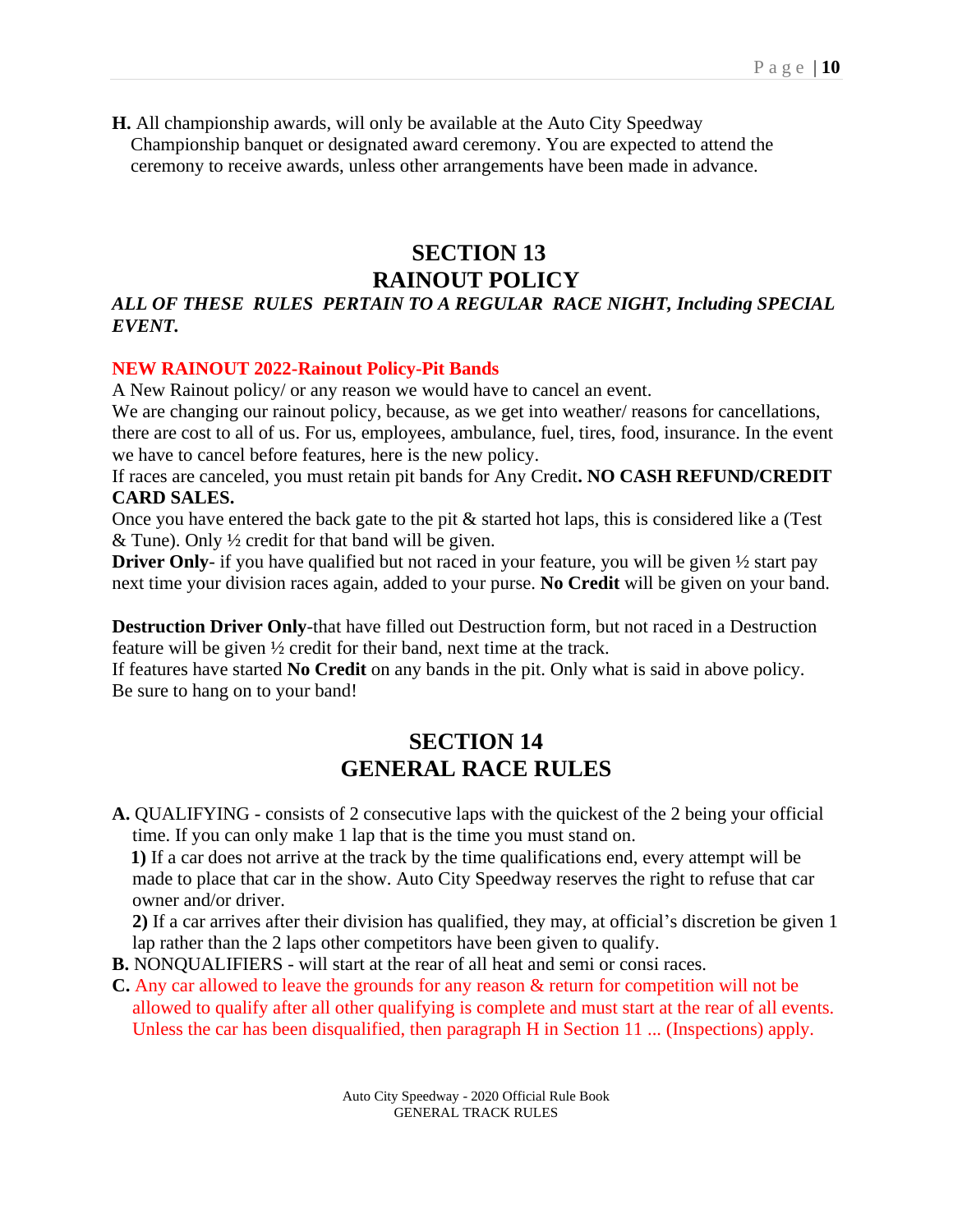**H.** All championship awards, will only be available at the Auto City Speedway Championship banquet or designated award ceremony. You are expected to attend the ceremony to receive awards, unless other arrangements have been made in advance.

## SECTION 13
## RAINOUT POLICY

***ALL OF THESE RULES PERTAIN TO A REGULAR RACE NIGHT, Including SPECIAL EVENT.***

**NEW RAINOUT 2022-Rainout Policy-Pit Bands**

A New Rainout policy/ or any reason we would have to cancel an event.

We are changing our rainout policy, because, as we get into weather/ reasons for cancellations, there are cost to all of us. For us, employees, ambulance, fuel, tires, food, insurance. In the event we have to cancel before features, here is the new policy.

If races are canceled, you must retain pit bands for Any Credit**. NO CASH REFUND/CREDIT CARD SALES.**

Once you have entered the back gate to the pit & started hot laps, this is considered like a (Test & Tune). Only ½ credit for that band will be given.

**Driver Only**- if you have qualified but not raced in your feature, you will be given ½ start pay next time your division races again, added to your purse. **No Credit** will be given on your band.

**Destruction Driver Only**-that have filled out Destruction form, but not raced in a Destruction feature will be given ½ credit for their band, next time at the track.

If features have started **No Credit** on any bands in the pit. Only what is said in above policy.

Be sure to hang on to your band!

## SECTION 14
## GENERAL RACE RULES

**A.** QUALIFYING - consists of 2 consecutive laps with the quickest of the 2 being your official time. If you can only make 1 lap that is the time you must stand on.

**1)** If a car does not arrive at the track by the time qualifications end, every attempt will be made to place that car in the show. Auto City Speedway reserves the right to refuse that car owner and/or driver.

**2)** If a car arrives after their division has qualified, they may, at official's discretion be given 1 lap rather than the 2 laps other competitors have been given to qualify.

**B.** NONQUALIFIERS - will start at the rear of all heat and semi or consi races.

**C.** Any car allowed to leave the grounds for any reason & return for competition will not be allowed to qualify after all other qualifying is complete and must start at the rear of all events. Unless the car has been disqualified, then paragraph H in Section 11 ... (Inspections) apply.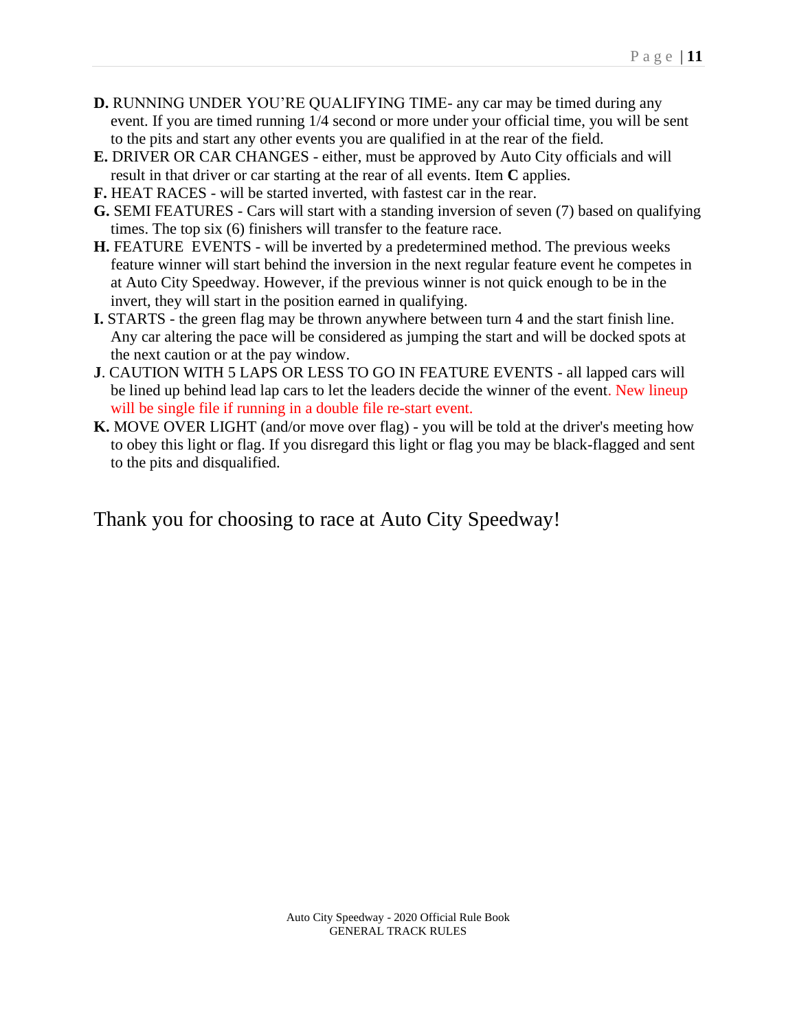**D.** RUNNING UNDER YOU'RE QUALIFYING TIME- any car may be timed during any event. If you are timed running 1/4 second or more under your official time, you will be sent to the pits and start any other events you are qualified in at the rear of the field.

**E.** DRIVER OR CAR CHANGES - either, must be approved by Auto City officials and will result in that driver or car starting at the rear of all events. Item **C** applies.

**F.** HEAT RACES - will be started inverted, with fastest car in the rear.

**G.** SEMI FEATURES - Cars will start with a standing inversion of seven (7) based on qualifying times. The top six (6) finishers will transfer to the feature race.

**H.** FEATURE EVENTS - will be inverted by a predetermined method. The previous weeks feature winner will start behind the inversion in the next regular feature event he competes in at Auto City Speedway. However, if the previous winner is not quick enough to be in the invert, they will start in the position earned in qualifying.

**I.** STARTS - the green flag may be thrown anywhere between turn 4 and the start finish line. Any car altering the pace will be considered as jumping the start and will be docked spots at the next caution or at the pay window.

**J**. CAUTION WITH 5 LAPS OR LESS TO GO IN FEATURE EVENTS - all lapped cars will be lined up behind lead lap cars to let the leaders decide the winner of the event. New lineup will be single file if running in a double file re-start event.

**K.** MOVE OVER LIGHT (and/or move over flag) - you will be told at the driver's meeting how to obey this light or flag. If you disregard this light or flag you may be black-flagged and sent to the pits and disqualified.

Thank you for choosing to race at Auto City Speedway!